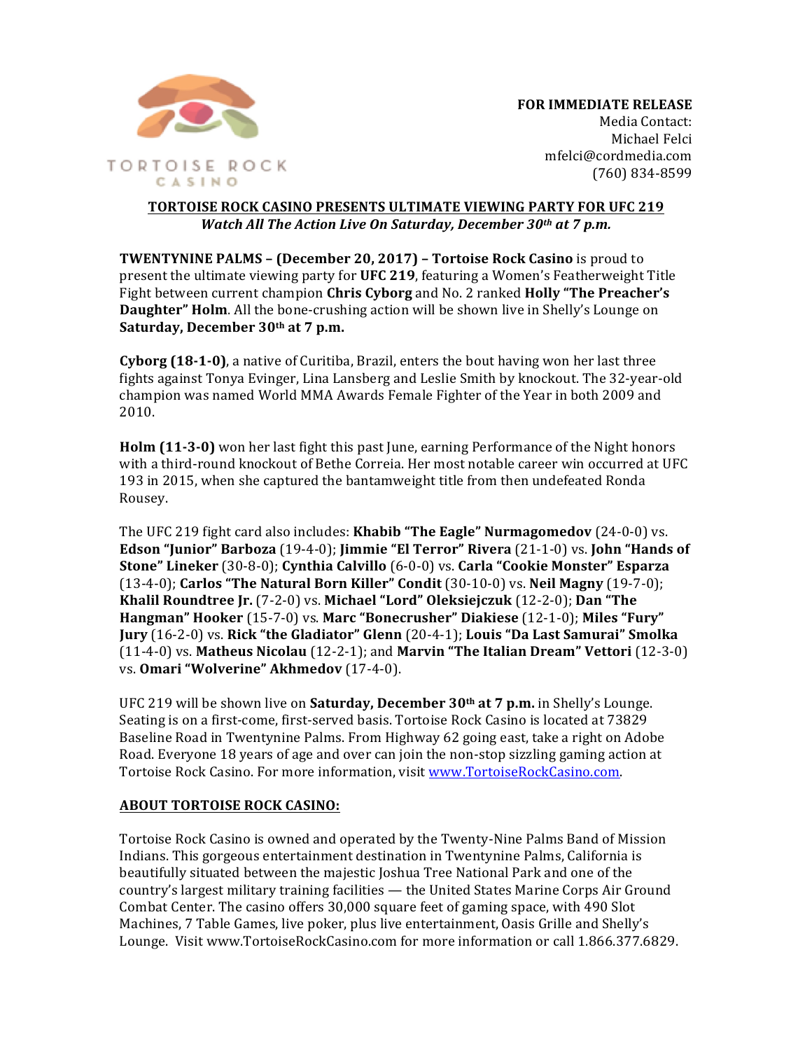TORTOISE ROCK
CASINO

**FOR IMMEDIATE RELEASE**
Media Contact:
Michael Felci
mfelci@cordmedia.com
(760) 834-8599

## TORTOISE ROCK CASINO PRESENTS ULTIMATE VIEWING PARTY FOR UFC 219

***Watch All The Action Live On Saturday, December 30th at 7 p.m.***

**TWENTYNINE PALMS – (December 20, 2017) – Tortoise Rock Casino** is proud to present the ultimate viewing party for **UFC 219**, featuring a Women's Featherweight Title Fight between current champion **Chris Cyborg** and No. 2 ranked **Holly "The Preacher's Daughter" Holm**. All the bone-crushing action will be shown live in Shelly's Lounge on **Saturday, December 30th at 7 p.m.**

**Cyborg (18-1-0)**, a native of Curitiba, Brazil, enters the bout having won her last three fights against Tonya Evinger, Lina Lansberg and Leslie Smith by knockout. The 32-year-old champion was named World MMA Awards Female Fighter of the Year in both 2009 and 2010.

**Holm (11-3-0)** won her last fight this past June, earning Performance of the Night honors with a third-round knockout of Bethe Correia. Her most notable career win occurred at UFC 193 in 2015, when she captured the bantamweight title from then undefeated Ronda Rousey.

The UFC 219 fight card also includes: **Khabib "The Eagle" Nurmagomedov** (24-0-0) vs. **Edson "Junior" Barboza** (19-4-0); **Jimmie "El Terror" Rivera** (21-1-0) vs. **John "Hands of Stone" Lineker** (30-8-0); **Cynthia Calvillo** (6-0-0) vs. **Carla "Cookie Monster" Esparza** (13-4-0); **Carlos "The Natural Born Killer" Condit** (30-10-0) vs. **Neil Magny** (19-7-0); **Khalil Roundtree Jr.** (7-2-0) vs. **Michael "Lord" Oleksiejczuk** (12-2-0); **Dan "The Hangman" Hooker** (15-7-0) vs. **Marc "Bonecrusher" Diakiese** (12-1-0); **Miles "Fury" Jury** (16-2-0) vs. **Rick "the Gladiator" Glenn** (20-4-1); **Louis "Da Last Samurai" Smolka** (11-4-0) vs. **Matheus Nicolau** (12-2-1); and **Marvin "The Italian Dream" Vettori** (12-3-0) vs. **Omari "Wolverine" Akhmedov** (17-4-0).

UFC 219 will be shown live on **Saturday, December 30th at 7 p.m.** in Shelly's Lounge. Seating is on a first-come, first-served basis. Tortoise Rock Casino is located at 73829 Baseline Road in Twentynine Palms. From Highway 62 going east, take a right on Adobe Road. Everyone 18 years of age and over can join the non-stop sizzling gaming action at Tortoise Rock Casino. For more information, visit [www.TortoiseRockCasino.com](http://www.TortoiseRockCasino.com).

### ABOUT TORTOISE ROCK CASINO:

Tortoise Rock Casino is owned and operated by the Twenty-Nine Palms Band of Mission Indians. This gorgeous entertainment destination in Twentynine Palms, California is beautifully situated between the majestic Joshua Tree National Park and one of the country's largest military training facilities — the United States Marine Corps Air Ground Combat Center. The casino offers 30,000 square feet of gaming space, with 490 Slot Machines, 7 Table Games, live poker, plus live entertainment, Oasis Grille and Shelly's Lounge. Visit www.TortoiseRockCasino.com for more information or call 1.866.377.6829.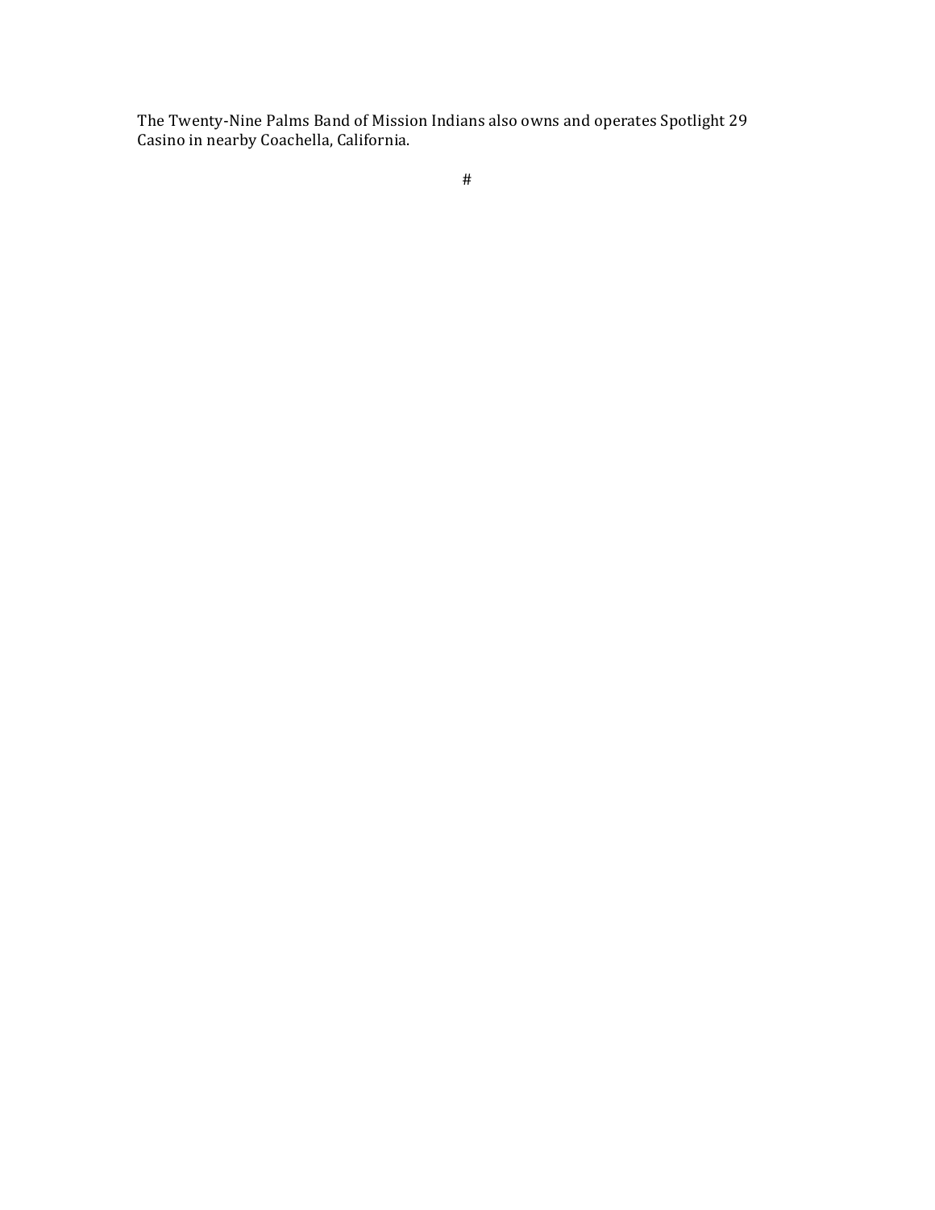The Twenty-Nine Palms Band of Mission Indians also owns and operates Spotlight 29 Casino in nearby Coachella, California.

#